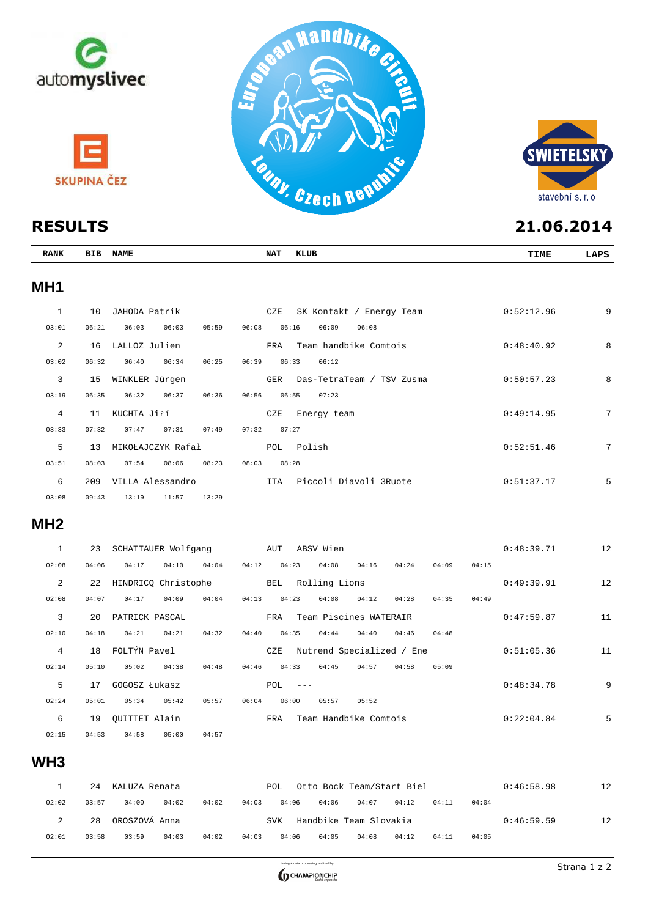# RESULTS

**21.06.2014**

| RANK | BIB | NAME | NAT | KLUB | TIME | LAPS |
|---|---|---|---|---|---|---|

## MH1

| RANK | BIB | NAME | NAT | KLUB | TIME | LAPS |
|---|---|---|---|---|---|---|
| 1 | 10 | JAHODA Patrik | CZE | SK Kontakt / Energy Team | 0:52:12.96 | 9 |
| 03:01 | 06:21 | 06:03 06:03 05:59 06:08 06:16 06:09 06:08 | | | | |
| 2 | 16 | LALLOZ Julien | FRA | Team handbike Comtois | 0:48:40.92 | 8 |
| 03:02 | 06:32 | 06:40 06:34 06:25 06:39 06:33 06:12 | | | | |
| 3 | 15 | WINKLER Jürgen | GER | Das-TetraTeam / TSV Zusma | 0:50:57.23 | 8 |
| 03:19 | 06:35 | 06:32 06:37 06:36 06:56 06:55 07:23 | | | | |
| 4 | 11 | KUCHTA Jiří | CZE | Energy team | 0:49:14.95 | 7 |
| 03:33 | 07:32 | 07:47 07:31 07:49 07:32 07:27 | | | | |
| 5 | 13 | MIKOŁAJCZYK Rafał | POL | Polish | 0:52:51.46 | 7 |
| 03:51 | 08:03 | 07:54 08:06 08:23 08:03 08:28 | | | | |
| 6 | 209 | VILLA Alessandro | ITA | Piccoli Diavoli 3Ruote | 0:51:37.17 | 5 |
| 03:08 | 09:43 | 13:19 11:57 13:29 | | | | |

## MH2

| RANK | BIB | NAME | NAT | KLUB | TIME | LAPS |
|---|---|---|---|---|---|---|
| 1 | 23 | SCHATTAUER Wolfgang | AUT | ABSV Wien | 0:48:39.71 | 12 |
| 02:08 | 04:06 | 04:17 04:10 04:04 04:12 04:23 04:08 04:16 04:24 04:09 04:15 | | | | |
| 2 | 22 | HINDRICQ Christophe | BEL | Rolling Lions | 0:49:39.91 | 12 |
| 02:08 | 04:07 | 04:17 04:09 04:04 04:13 04:23 04:08 04:12 04:28 04:35 04:49 | | | | |
| 3 | 20 | PATRICK PASCAL | FRA | Team Piscines WATERAIR | 0:47:59.87 | 11 |
| 02:10 | 04:18 | 04:21 04:21 04:32 04:40 04:35 04:44 04:40 04:46 04:48 | | | | |
| 4 | 18 | FOLTÝN Pavel | CZE | Nutrend Specialized / Ene | 0:51:05.36 | 11 |
| 02:14 | 05:10 | 05:02 04:38 04:48 04:46 04:33 04:45 04:57 04:58 05:09 | | | | |
| 5 | 17 | GOGOSZ Łukasz | POL | --- | 0:48:34.78 | 9 |
| 02:24 | 05:01 | 05:34 05:42 05:57 06:04 06:00 05:57 05:52 | | | | |
| 6 | 19 | QUITTET Alain | FRA | Team Handbike Comtois | 0:22:04.84 | 5 |
| 02:15 | 04:53 | 04:58 05:00 04:57 | | | | |

## WH3

| RANK | BIB | NAME | NAT | KLUB | TIME | LAPS |
|---|---|---|---|---|---|---|
| 1 | 24 | KALUZA Renata | POL | Otto Bock Team/Start Biel | 0:46:58.98 | 12 |
| 02:02 | 03:57 | 04:00 04:02 04:02 04:03 04:06 04:06 04:07 04:12 04:11 04:04 | | | | |
| 2 | 28 | OROSZOVÁ Anna | SVK | Handbike Team Slovakia | 0:46:59.59 | 12 |
| 02:01 | 03:58 | 03:59 04:03 04:02 04:03 04:06 04:05 04:08 04:12 04:11 04:05 | | | | |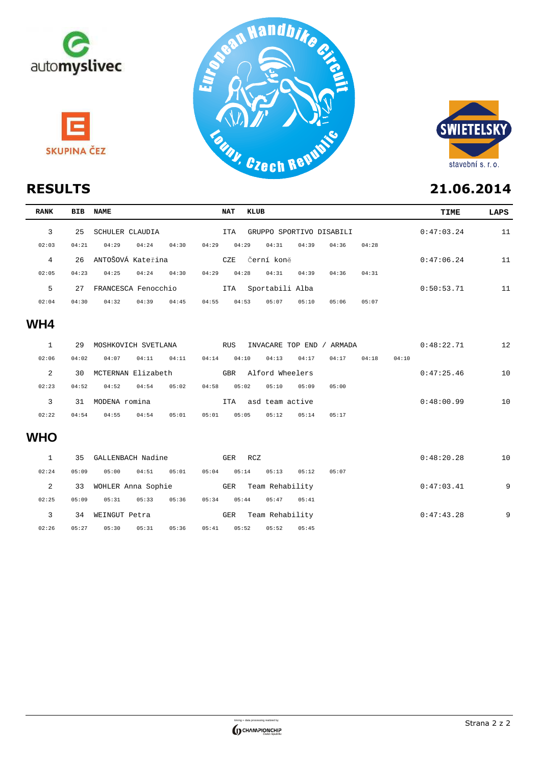# RESULTS

**21.06.2014**

| RANK | BIB | NAME | NAT | KLUB | TIME | LAPS |
|---|---|---|---|---|---|---|
| 3 | 25 | SCHULER CLAUDIA | ITA | GRUPPO SPORTIVO DISABILI | 0:47:03.24 | 11 |
| 02:03 04:21 04:29 04:24 04:30 04:29 04:29 04:31 04:39 04:36 04:28 | | | | | | |
| 4 | 26 | ANTOŠOVÁ Kateřina | CZE | Černí koně | 0:47:06.24 | 11 |
| 02:05 04:23 04:25 04:24 04:30 04:29 04:28 04:31 04:39 04:36 04:31 | | | | | | |
| 5 | 27 | FRANCESCA Fenocchio | ITA | Sportabili Alba | 0:50:53.71 | 11 |
| 02:04 04:30 04:32 04:39 04:45 04:55 04:53 05:07 05:10 05:06 05:07 | | | | | | |

## WH4

| RANK | BIB | NAME | NAT | KLUB | TIME | LAPS |
|---|---|---|---|---|---|---|
| 1 | 29 | MOSHKOVICH SVETLANA | RUS | INVACARE TOP END / ARMADA | 0:48:22.71 | 12 |
| 02:06 04:02 04:07 04:11 04:11 04:14 04:10 04:13 04:17 04:17 04:18 04:10 | | | | | | |
| 2 | 30 | MCTERNAN Elizabeth | GBR | Alford Wheelers | 0:47:25.46 | 10 |
| 02:23 04:52 04:52 04:54 05:02 04:58 05:02 05:10 05:09 05:00 | | | | | | |
| 3 | 31 | MODENA romina | ITA | asd team active | 0:48:00.99 | 10 |
| 02:22 04:54 04:55 04:54 05:01 05:01 05:05 05:12 05:14 05:17 | | | | | | |

## WHO

| RANK | BIB | NAME | NAT | KLUB | TIME | LAPS |
|---|---|---|---|---|---|---|
| 1 | 35 | GALLENBACH Nadine | GER | RCZ | 0:48:20.28 | 10 |
| 02:24 05:09 05:00 04:51 05:01 05:04 05:14 05:13 05:12 05:07 | | | | | | |
| 2 | 33 | WOHLER Anna Sophie | GER | Team Rehability | 0:47:03.41 | 9 |
| 02:25 05:09 05:31 05:33 05:36 05:34 05:44 05:47 05:41 | | | | | | |
| 3 | 34 | WEINGUT Petra | GER | Team Rehability | 0:47:43.28 | 9 |
| 02:26 05:27 05:30 05:31 05:36 05:41 05:52 05:52 05:45 | | | | | | |

timing + data processing realized by CHAMPIONCHIP